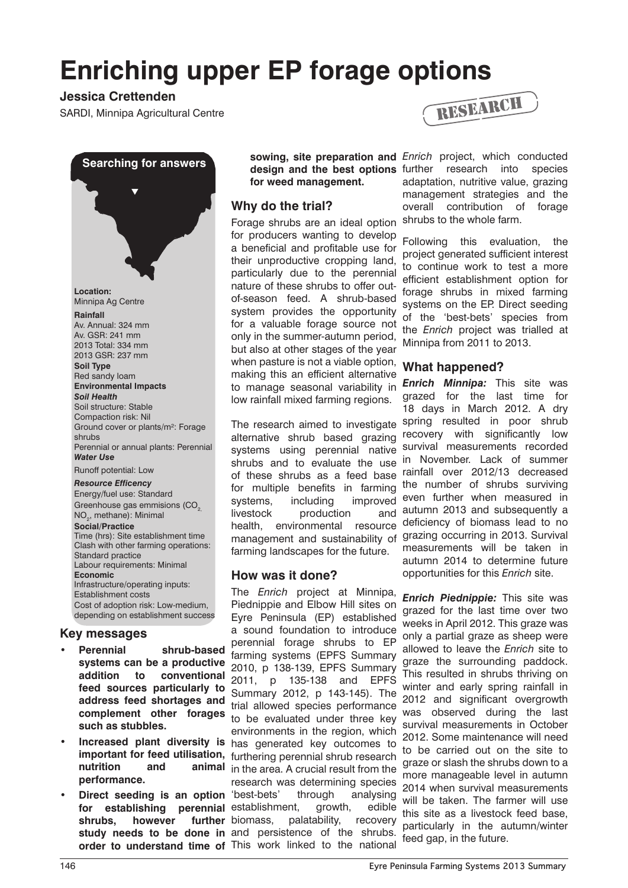# Enriching upper EP forage options

**Jessica Crettenden**

SARDI, Minnipa Agricultural Centre

RESEARCH

**Searching for answers**

**Location:**
Minnipa Ag Centre

**Rainfall**
Av. Annual: 324 mm
Av. GSR: 241 mm
2013 Total: 334 mm
2013 GSR: 237 mm

**Soil Type**
Red sandy loam

**Environmental Impacts**

***Soil Health***
Soil structure: Stable
Compaction risk: Nil
Ground cover or plants/m²: Forage shrubs
Perennial or annual plants: Perennial

***Water Use***
Runoff potential: Low

***Resource Efficency***
Energy/fuel use: Standard
Greenhouse gas emmisions ($CO_2$, $NO_2$, methane): Minimal

**Social/Practice**
Time (hrs): Site establishment time
Clash with other farming operations: Standard practice
Labour requirements: Minimal

**Economic**
Infrastructure/operating inputs: Establishment costs
Cost of adoption risk: Low-medium, depending on establishment success

## Key messages

- **Perennial shrub-based systems can be a productive addition to conventional feed sources particularly to address feed shortages and complement other forages such as stubbles.**
- **Increased plant diversity is important for feed utilisation, nutrition and animal performance.**
- **Direct seeding is an option for establishing perennial shrubs, however further study needs to be done in order to understand time of sowing, site preparation and design and the best options for weed management.**

## Why do the trial?

Forage shrubs are an ideal option for producers wanting to develop a beneficial and profitable use for their unproductive cropping land, particularly due to the perennial nature of these shrubs to offer out-of-season feed. A shrub-based system provides the opportunity for a valuable forage source not only in the summer-autumn period, but also at other stages of the year when pasture is not a viable option, making this an efficient alternative to manage seasonal variability in low rainfall mixed farming regions.

The research aimed to investigate alternative shrub based grazing systems using perennial native shrubs and to evaluate the use of these shrubs as a feed base for multiple benefits in farming systems, including improved livestock production and health, environmental resource management and sustainability of farming landscapes for the future.

## How was it done?

The *Enrich* project at Minnipa, Piednippie and Elbow Hill sites on Eyre Peninsula (EP) established a sound foundation to introduce perennial forage shrubs to EP farming systems (EPFS Summary 2010, p 138-139, EPFS Summary 2011, p 135-138 and EPFS Summary 2012, p 143-145). The trial allowed species performance to be evaluated under three key environments in the region, which has generated key outcomes to furthering perennial shrub research in the area. A crucial result from the research was determining species 'best-bets' through analysing establishment, growth, edible biomass, palatability, recovery and persistence of the shrubs. This work linked to the national *Enrich* project, which conducted further research into species adaptation, nutritive value, grazing management strategies and the overall contribution of forage shrubs to the whole farm.

Following this evaluation, the project generated sufficient interest to continue work to test a more efficient establishment option for forage shrubs in mixed farming systems on the EP. Direct seeding of the 'best-bets' species from the *Enrich* project was trialled at Minnipa from 2011 to 2013.

## What happened?

***Enrich Minnipa:*** This site was grazed for the last time for 18 days in March 2012. A dry spring resulted in poor shrub recovery with significantly low survival measurements recorded in November. Lack of summer rainfall over 2012/13 decreased the number of shrubs surviving even further when measured in autumn 2013 and subsequently a deficiency of biomass lead to no grazing occurring in 2013. Survival measurements will be taken in autumn 2014 to determine future opportunities for this *Enrich* site.

***Enrich Piednippie:*** This site was grazed for the last time over two weeks in April 2012. This graze was only a partial graze as sheep were allowed to leave the *Enrich* site to graze the surrounding paddock. This resulted in shrubs thriving on winter and early spring rainfall in 2012 and significant overgrowth was observed during the last survival measurements in October 2012. Some maintenance will need to be carried out on the site to graze or slash the shrubs down to a more manageable level in autumn 2014 when survival measurements will be taken. The farmer will use this site as a livestock feed base, particularly in the autumn/winter feed gap, in the future.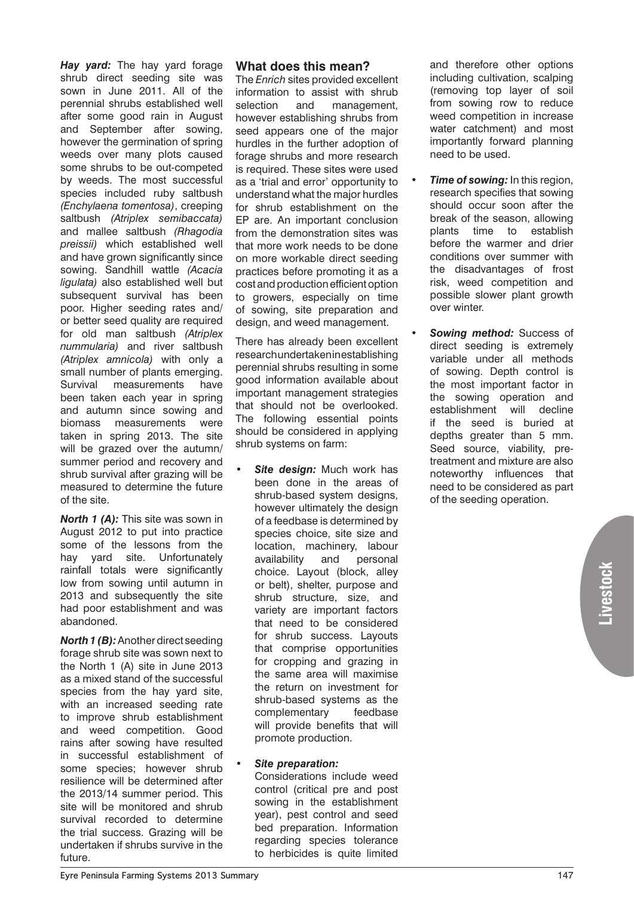***Hay yard:*** The hay yard forage shrub direct seeding site was sown in June 2011. All of the perennial shrubs established well after some good rain in August and September after sowing, however the germination of spring weeds over many plots caused some shrubs to be out-competed by weeds. The most successful species included ruby saltbush *(Enchylaena tomentosa)*, creeping saltbush *(Atriplex semibaccata)* and mallee saltbush *(Rhagodia preissii)* which established well and have grown significantly since sowing. Sandhill wattle *(Acacia ligulata)* also established well but subsequent survival has been poor. Higher seeding rates and/or better seed quality are required for old man saltbush *(Atriplex nummularia)* and river saltbush *(Atriplex amnicola)* with only a small number of plants emerging. Survival measurements have been taken each year in spring and autumn since sowing and biomass measurements were taken in spring 2013. The site will be grazed over the autumn/summer period and recovery and shrub survival after grazing will be measured to determine the future of the site.

***North 1 (A):*** This site was sown in August 2012 to put into practice some of the lessons from the hay yard site. Unfortunately rainfall totals were significantly low from sowing until autumn in 2013 and subsequently the site had poor establishment and was abandoned.

***North 1 (B):*** Another direct seeding forage shrub site was sown next to the North 1 (A) site in June 2013 as a mixed stand of the successful species from the hay yard site, with an increased seeding rate to improve shrub establishment and weed competition. Good rains after sowing have resulted in successful establishment of some species; however shrub resilience will be determined after the 2013/14 summer period. This site will be monitored and shrub survival recorded to determine the trial success. Grazing will be undertaken if shrubs survive in the future.

## What does this mean?

The *Enrich* sites provided excellent information to assist with shrub selection and management, however establishing shrubs from seed appears one of the major hurdles in the further adoption of forage shrubs and more research is required. These sites were used as a 'trial and error' opportunity to understand what the major hurdles for shrub establishment on the EP are. An important conclusion from the demonstration sites was that more work needs to be done on more workable direct seeding practices before promoting it as a cost and production efficient option to growers, especially on time of sowing, site preparation and design, and weed management.

There has already been excellent research undertaken in establishing perennial shrubs resulting in some good information available about important management strategies that should not be overlooked. The following essential points should be considered in applying shrub systems on farm:

- ***Site design:*** Much work has been done in the areas of shrub-based system designs, however ultimately the design of a feedbase is determined by species choice, site size and location, machinery, labour availability and personal choice. Layout (block, alley or belt), shelter, purpose and shrub structure, size, and variety are important factors that need to be considered for shrub success. Layouts that comprise opportunities for cropping and grazing in the same area will maximise the return on investment for shrub-based systems as the complementary feedbase will provide benefits that will promote production.

- ***Site preparation:*** Considerations include weed control (critical pre and post sowing in the establishment year), pest control and seed bed preparation. Information regarding species tolerance to herbicides is quite limited and therefore other options including cultivation, scalping (removing top layer of soil from sowing row to reduce weed competition in increase water catchment) and most importantly forward planning need to be used.

- ***Time of sowing:*** In this region, research specifies that sowing should occur soon after the break of the season, allowing plants time to establish before the warmer and drier conditions over summer with the disadvantages of frost risk, weed competition and possible slower plant growth over winter.

- ***Sowing method:*** Success of direct seeding is extremely variable under all methods of sowing. Depth control is the most important factor in the sowing operation and establishment will decline if the seed is buried at depths greater than 5 mm. Seed source, viability, pre-treatment and mixture are also noteworthy influences that need to be considered as part of the seeding operation.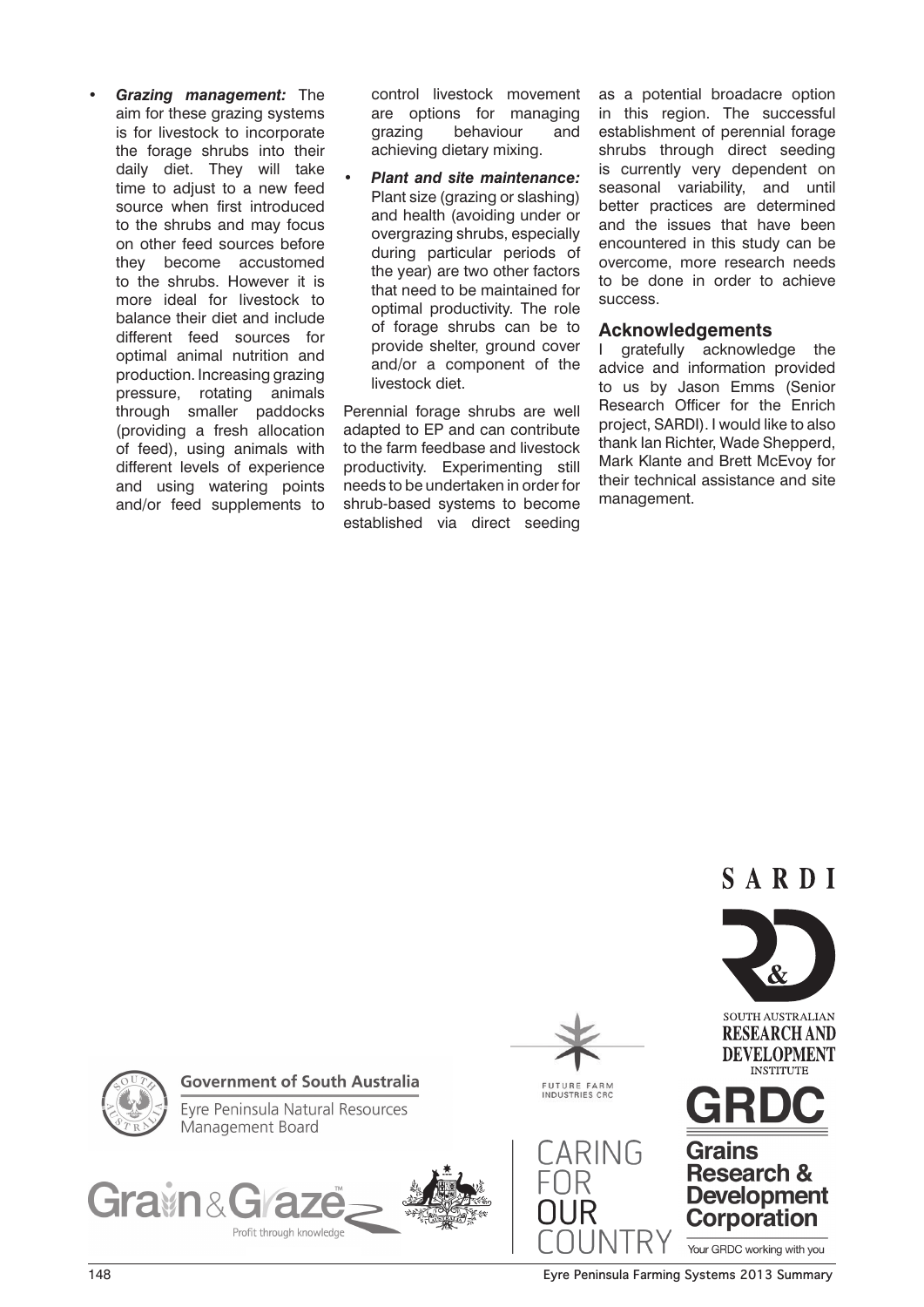- ***Grazing management:*** The aim for these grazing systems is for livestock to incorporate the forage shrubs into their daily diet. They will take time to adjust to a new feed source when first introduced to the shrubs and may focus on other feed sources before they become accustomed to the shrubs. However it is more ideal for livestock to balance their diet and include different feed sources for optimal animal nutrition and production. Increasing grazing pressure, rotating animals through smaller paddocks (providing a fresh allocation of feed), using animals with different levels of experience and using watering points and/or feed supplements to control livestock movement are options for managing grazing behaviour and achieving dietary mixing.
- ***Plant and site maintenance:*** Plant size (grazing or slashing) and health (avoiding under or overgrazing shrubs, especially during particular periods of the year) are two other factors that need to be maintained for optimal productivity. The role of forage shrubs can be to provide shelter, ground cover and/or a component of the livestock diet.

Perennial forage shrubs are well adapted to EP and can contribute to the farm feedbase and livestock productivity. Experimenting still needs to be undertaken in order for shrub-based systems to become established via direct seeding as a potential broadacre option in this region. The successful establishment of perennial forage shrubs through direct seeding is currently very dependent on seasonal variability, and until better practices are determined and the issues that have been encountered in this study can be overcome, more research needs to be done in order to achieve success.

## Acknowledgements

I gratefully acknowledge the advice and information provided to us by Jason Emms (Senior Research Officer for the Enrich project, SARDI). I would like to also thank Ian Richter, Wade Shepperd, Mark Klante and Brett McEvoy for their technical assistance and site management.

SARDI

SOUTH AUSTRALIAN RESEARCH AND DEVELOPMENT INSTITUTE

Government of South Australia

Eyre Peninsula Natural Resources Management Board

FUTURE FARM INDUSTRIES CRC

GRDC Grains Research & Development Corporation

Your GRDC working with you

Grain & Graze™ Profit through knowledge

CARING FOR OUR COUNTRY